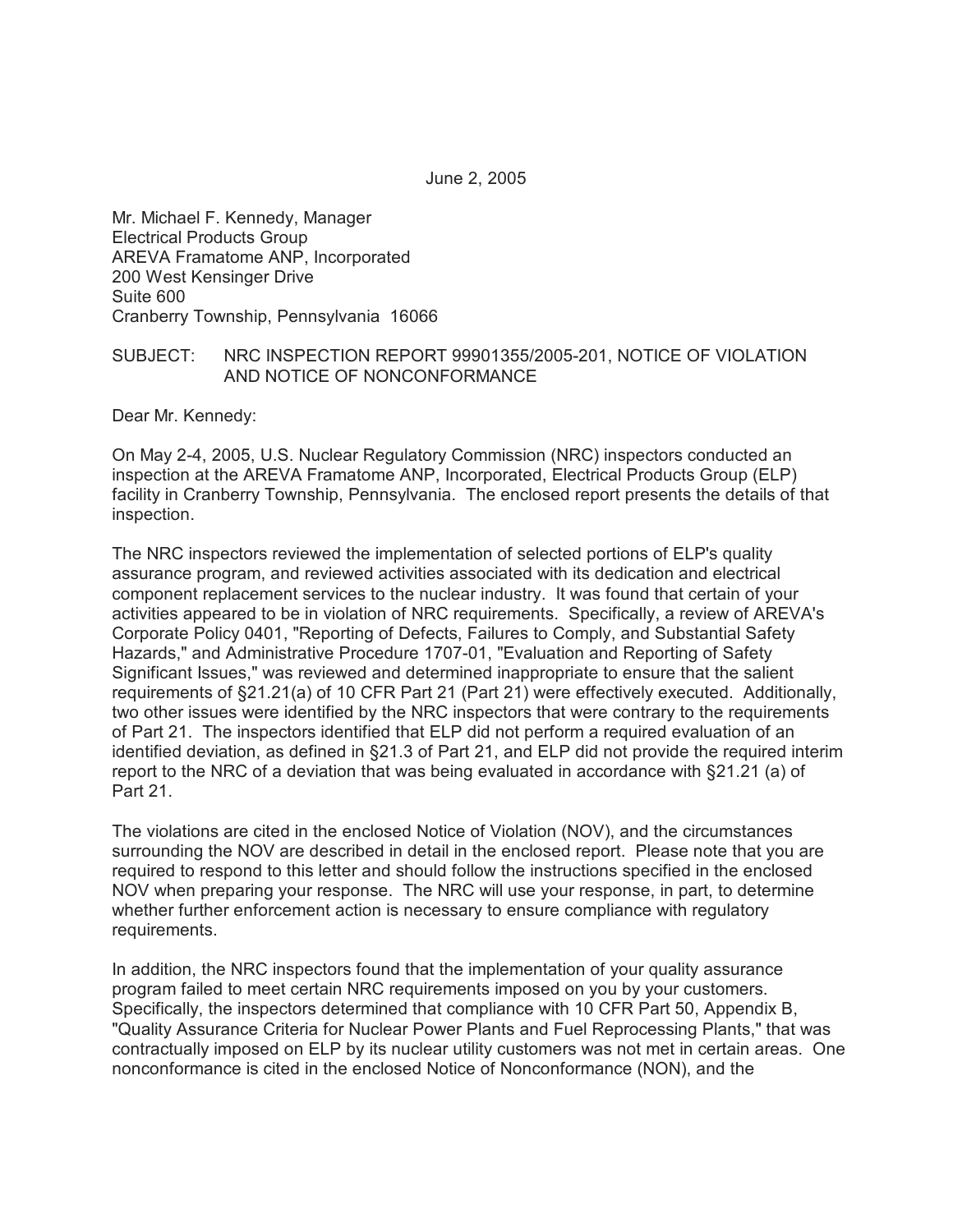June 2, 2005

Mr. Michael F. Kennedy, Manager
Electrical Products Group
AREVA Framatome ANP, Incorporated
200 West Kensinger Drive
Suite 600
Cranberry Township, Pennsylvania 16066

SUBJECT: NRC INSPECTION REPORT 99901355/2005-201, NOTICE OF VIOLATION AND NOTICE OF NONCONFORMANCE

Dear Mr. Kennedy:

On May 2-4, 2005, U.S. Nuclear Regulatory Commission (NRC) inspectors conducted an inspection at the AREVA Framatome ANP, Incorporated, Electrical Products Group (ELP) facility in Cranberry Township, Pennsylvania. The enclosed report presents the details of that inspection.

The NRC inspectors reviewed the implementation of selected portions of ELP's quality assurance program, and reviewed activities associated with its dedication and electrical component replacement services to the nuclear industry. It was found that certain of your activities appeared to be in violation of NRC requirements. Specifically, a review of AREVA's Corporate Policy 0401, "Reporting of Defects, Failures to Comply, and Substantial Safety Hazards," and Administrative Procedure 1707-01, "Evaluation and Reporting of Safety Significant Issues," was reviewed and determined inappropriate to ensure that the salient requirements of §21.21(a) of 10 CFR Part 21 (Part 21) were effectively executed. Additionally, two other issues were identified by the NRC inspectors that were contrary to the requirements of Part 21. The inspectors identified that ELP did not perform a required evaluation of an identified deviation, as defined in §21.3 of Part 21, and ELP did not provide the required interim report to the NRC of a deviation that was being evaluated in accordance with §21.21 (a) of Part 21.

The violations are cited in the enclosed Notice of Violation (NOV), and the circumstances surrounding the NOV are described in detail in the enclosed report. Please note that you are required to respond to this letter and should follow the instructions specified in the enclosed NOV when preparing your response. The NRC will use your response, in part, to determine whether further enforcement action is necessary to ensure compliance with regulatory requirements.

In addition, the NRC inspectors found that the implementation of your quality assurance program failed to meet certain NRC requirements imposed on you by your customers. Specifically, the inspectors determined that compliance with 10 CFR Part 50, Appendix B, "Quality Assurance Criteria for Nuclear Power Plants and Fuel Reprocessing Plants," that was contractually imposed on ELP by its nuclear utility customers was not met in certain areas. One nonconformance is cited in the enclosed Notice of Nonconformance (NON), and the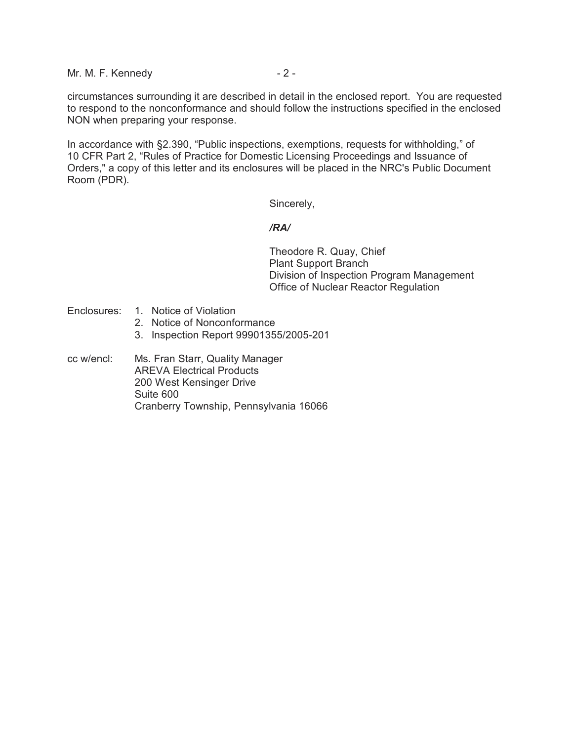circumstances surrounding it are described in detail in the enclosed report. You are requested to respond to the nonconformance and should follow the instructions specified in the enclosed NON when preparing your response.

In accordance with §2.390, "Public inspections, exemptions, requests for withholding," of 10 CFR Part 2, "Rules of Practice for Domestic Licensing Proceedings and Issuance of Orders," a copy of this letter and its enclosures will be placed in the NRC's Public Document Room (PDR).

Sincerely,

*/RA/*

Theodore R. Quay, Chief
Plant Support Branch
Division of Inspection Program Management
Office of Nuclear Reactor Regulation

Enclosures:
1. Notice of Violation
2. Notice of Nonconformance
3. Inspection Report 99901355/2005-201

cc w/encl:
Ms. Fran Starr, Quality Manager
AREVA Electrical Products
200 West Kensinger Drive
Suite 600
Cranberry Township, Pennsylvania 16066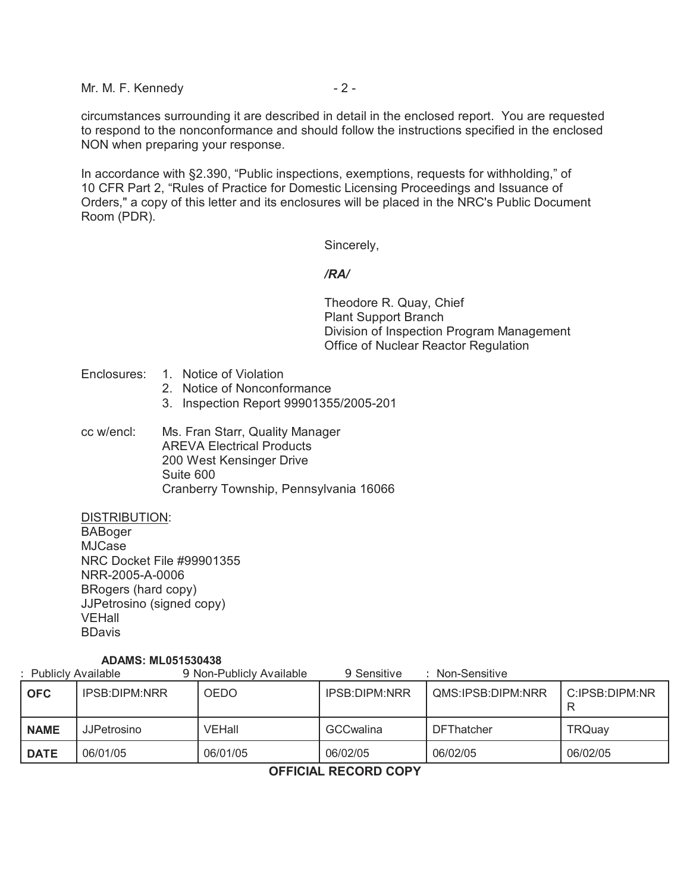Mr. M. F. Kennedy

circumstances surrounding it are described in detail in the enclosed report. You are requested to respond to the nonconformance and should follow the instructions specified in the enclosed NON when preparing your response.

In accordance with §2.390, "Public inspections, exemptions, requests for withholding," of 10 CFR Part 2, "Rules of Practice for Domestic Licensing Proceedings and Issuance of Orders," a copy of this letter and its enclosures will be placed in the NRC's Public Document Room (PDR).

Sincerely,

*/RA/*

Theodore R. Quay, Chief
Plant Support Branch
Division of Inspection Program Management
Office of Nuclear Reactor Regulation

Enclosures:
1. Notice of Violation
2. Notice of Nonconformance
3. Inspection Report 99901355/2005-201

cc w/encl:
Ms. Fran Starr, Quality Manager
AREVA Electrical Products
200 West Kensinger Drive
Suite 600
Cranberry Township, Pennsylvania 16066

DISTRIBUTION:
BABoger
MJCase
NRC Docket File #99901355
NRR-2005-A-0006
BRogers (hard copy)
JJPetrosino (signed copy)
VEHall
BDavis

**ADAMS: ML051530438**

: Publicly Available 9 Non-Publicly Available 9 Sensitive : Non-Sensitive

| **OFC** | IPSB:DIPM:NRR | OEDO | IPSB:DIPM:NRR | QMS:IPSB:DIPM:NRR | C:IPSB:DIPM:NRR |
|---|---|---|---|---|---|
| **NAME** | JJPetrosino | VEHall | GCCwalina | DFThatcher | TRQuay |
| **DATE** | 06/01/05 | 06/01/05 | 06/02/05 | 06/02/05 | 06/02/05 |

**OFFICIAL RECORD COPY**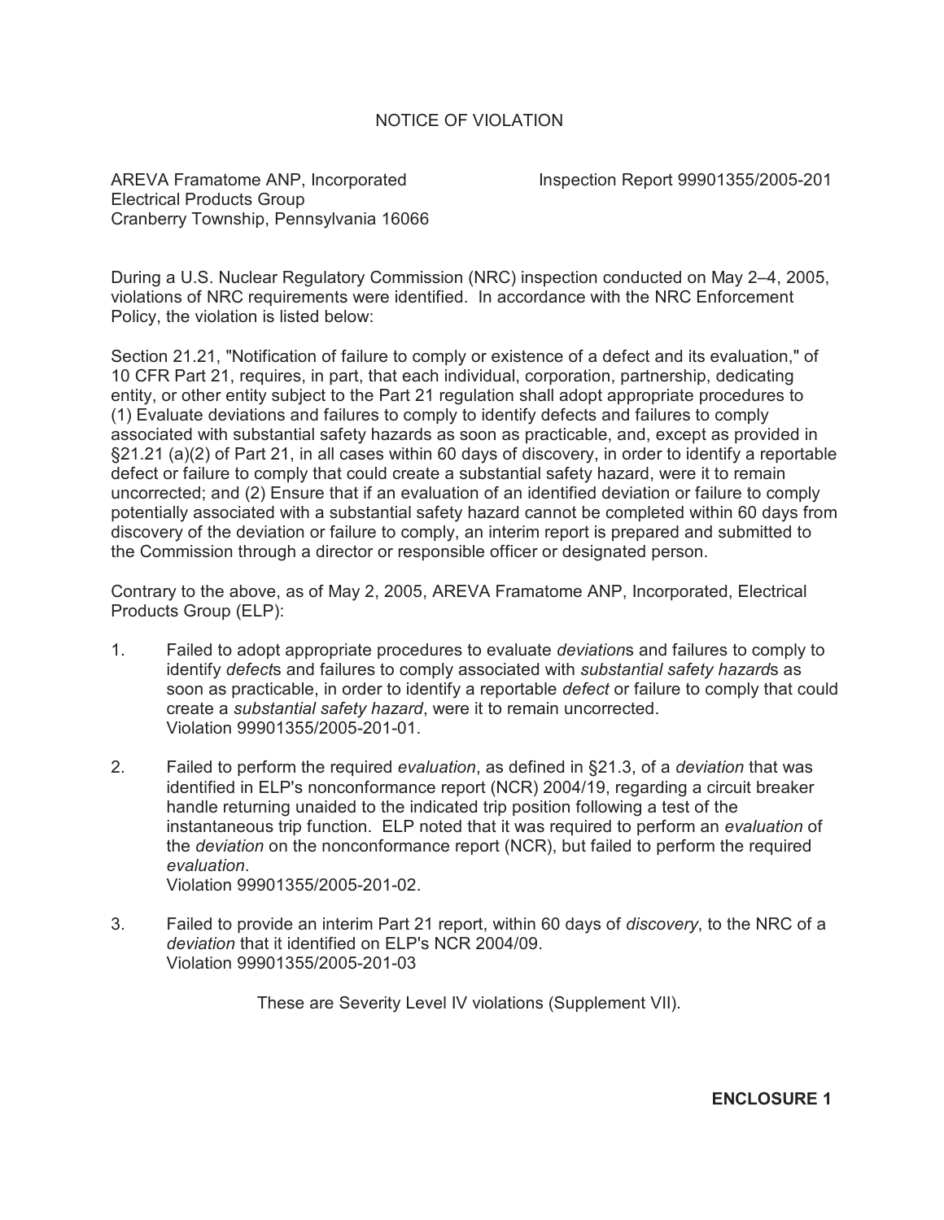# NOTICE OF VIOLATION

AREVA Framatome ANP, Incorporated
Electrical Products Group
Cranberry Township, Pennsylvania 16066

Inspection Report 99901355/2005-201

During a U.S. Nuclear Regulatory Commission (NRC) inspection conducted on May 2–4, 2005, violations of NRC requirements were identified. In accordance with the NRC Enforcement Policy, the violation is listed below:

Section 21.21, "Notification of failure to comply or existence of a defect and its evaluation," of 10 CFR Part 21, requires, in part, that each individual, corporation, partnership, dedicating entity, or other entity subject to the Part 21 regulation shall adopt appropriate procedures to (1) Evaluate deviations and failures to comply to identify defects and failures to comply associated with substantial safety hazards as soon as practicable, and, except as provided in §21.21 (a)(2) of Part 21, in all cases within 60 days of discovery, in order to identify a reportable defect or failure to comply that could create a substantial safety hazard, were it to remain uncorrected; and (2) Ensure that if an evaluation of an identified deviation or failure to comply potentially associated with a substantial safety hazard cannot be completed within 60 days from discovery of the deviation or failure to comply, an interim report is prepared and submitted to the Commission through a director or responsible officer or designated person.

Contrary to the above, as of May 2, 2005, AREVA Framatome ANP, Incorporated, Electrical Products Group (ELP):

1. Failed to adopt appropriate procedures to evaluate *deviation*s and failures to comply to identify *defect*s and failures to comply associated with *substantial safety hazard*s as soon as practicable, in order to identify a reportable *defect* or failure to comply that could create a *substantial safety hazard*, were it to remain uncorrected.
   Violation 99901355/2005-201-01.

2. Failed to perform the required *evaluation*, as defined in §21.3, of a *deviation* that was identified in ELP's nonconformance report (NCR) 2004/19, regarding a circuit breaker handle returning unaided to the indicated trip position following a test of the instantaneous trip function. ELP noted that it was required to perform an *evaluation* of the *deviation* on the nonconformance report (NCR), but failed to perform the required *evaluation*.
   Violation 99901355/2005-201-02.

3. Failed to provide an interim Part 21 report, within 60 days of *discovery*, to the NRC of a *deviation* that it identified on ELP's NCR 2004/09.
   Violation 99901355/2005-201-03

These are Severity Level IV violations (Supplement VII).

**ENCLOSURE 1**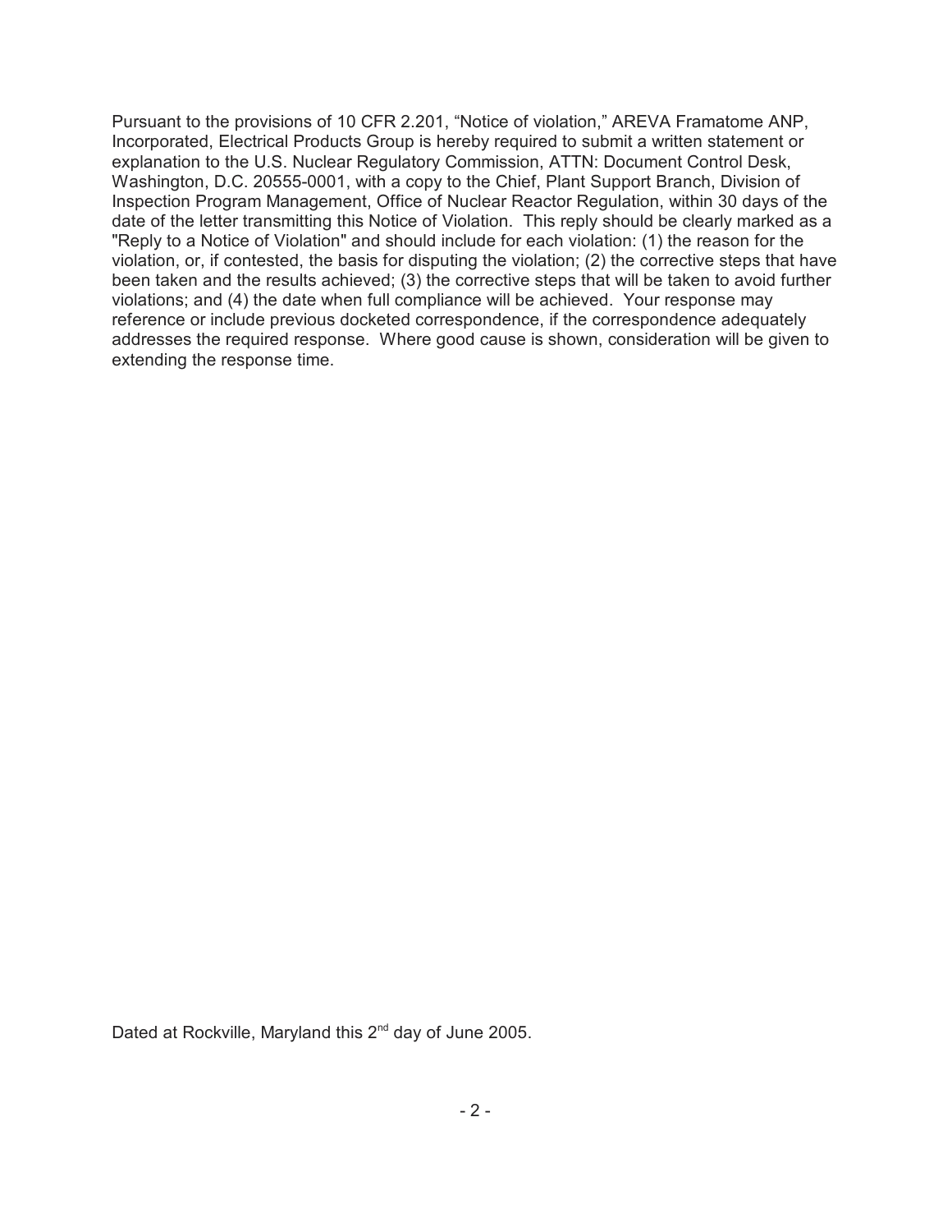Pursuant to the provisions of 10 CFR 2.201, "Notice of violation," AREVA Framatome ANP, Incorporated, Electrical Products Group is hereby required to submit a written statement or explanation to the U.S. Nuclear Regulatory Commission, ATTN: Document Control Desk, Washington, D.C. 20555-0001, with a copy to the Chief, Plant Support Branch, Division of Inspection Program Management, Office of Nuclear Reactor Regulation, within 30 days of the date of the letter transmitting this Notice of Violation. This reply should be clearly marked as a "Reply to a Notice of Violation" and should include for each violation: (1) the reason for the violation, or, if contested, the basis for disputing the violation; (2) the corrective steps that have been taken and the results achieved; (3) the corrective steps that will be taken to avoid further violations; and (4) the date when full compliance will be achieved. Your response may reference or include previous docketed correspondence, if the correspondence adequately addresses the required response. Where good cause is shown, consideration will be given to extending the response time.

Dated at Rockville, Maryland this 2nd day of June 2005.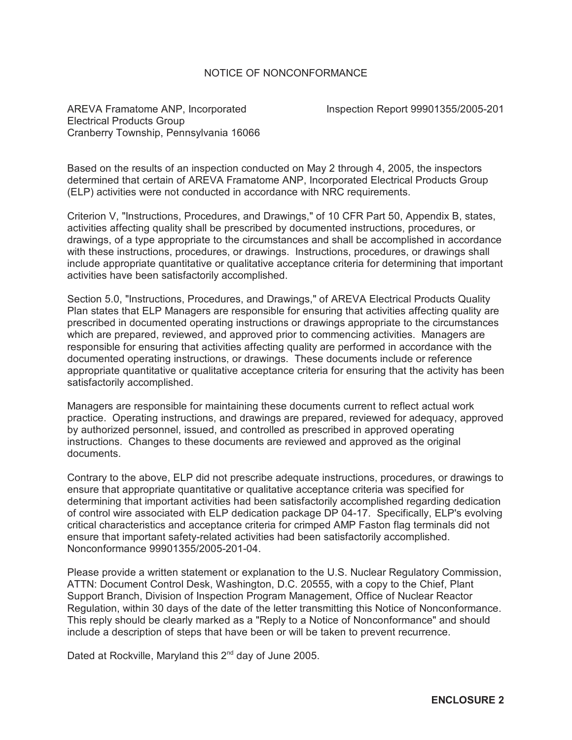# NOTICE OF NONCONFORMANCE

AREVA Framatome ANP, Incorporated
Electrical Products Group
Cranberry Township, Pennsylvania 16066

Inspection Report 99901355/2005-201

Based on the results of an inspection conducted on May 2 through 4, 2005, the inspectors determined that certain of AREVA Framatome ANP, Incorporated Electrical Products Group (ELP) activities were not conducted in accordance with NRC requirements.

Criterion V, "Instructions, Procedures, and Drawings," of 10 CFR Part 50, Appendix B, states, activities affecting quality shall be prescribed by documented instructions, procedures, or drawings, of a type appropriate to the circumstances and shall be accomplished in accordance with these instructions, procedures, or drawings. Instructions, procedures, or drawings shall include appropriate quantitative or qualitative acceptance criteria for determining that important activities have been satisfactorily accomplished.

Section 5.0, "Instructions, Procedures, and Drawings," of AREVA Electrical Products Quality Plan states that ELP Managers are responsible for ensuring that activities affecting quality are prescribed in documented operating instructions or drawings appropriate to the circumstances which are prepared, reviewed, and approved prior to commencing activities. Managers are responsible for ensuring that activities affecting quality are performed in accordance with the documented operating instructions, or drawings. These documents include or reference appropriate quantitative or qualitative acceptance criteria for ensuring that the activity has been satisfactorily accomplished.

Managers are responsible for maintaining these documents current to reflect actual work practice. Operating instructions, and drawings are prepared, reviewed for adequacy, approved by authorized personnel, issued, and controlled as prescribed in approved operating instructions. Changes to these documents are reviewed and approved as the original documents.

Contrary to the above, ELP did not prescribe adequate instructions, procedures, or drawings to ensure that appropriate quantitative or qualitative acceptance criteria was specified for determining that important activities had been satisfactorily accomplished regarding dedication of control wire associated with ELP dedication package DP 04-17. Specifically, ELP's evolving critical characteristics and acceptance criteria for crimped AMP Faston flag terminals did not ensure that important safety-related activities had been satisfactorily accomplished. Nonconformance 99901355/2005-201-04.

Please provide a written statement or explanation to the U.S. Nuclear Regulatory Commission, ATTN: Document Control Desk, Washington, D.C. 20555, with a copy to the Chief, Plant Support Branch, Division of Inspection Program Management, Office of Nuclear Reactor Regulation, within 30 days of the date of the letter transmitting this Notice of Nonconformance. This reply should be clearly marked as a "Reply to a Notice of Nonconformance" and should include a description of steps that have been or will be taken to prevent recurrence.

Dated at Rockville, Maryland this 2nd day of June 2005.

**ENCLOSURE 2**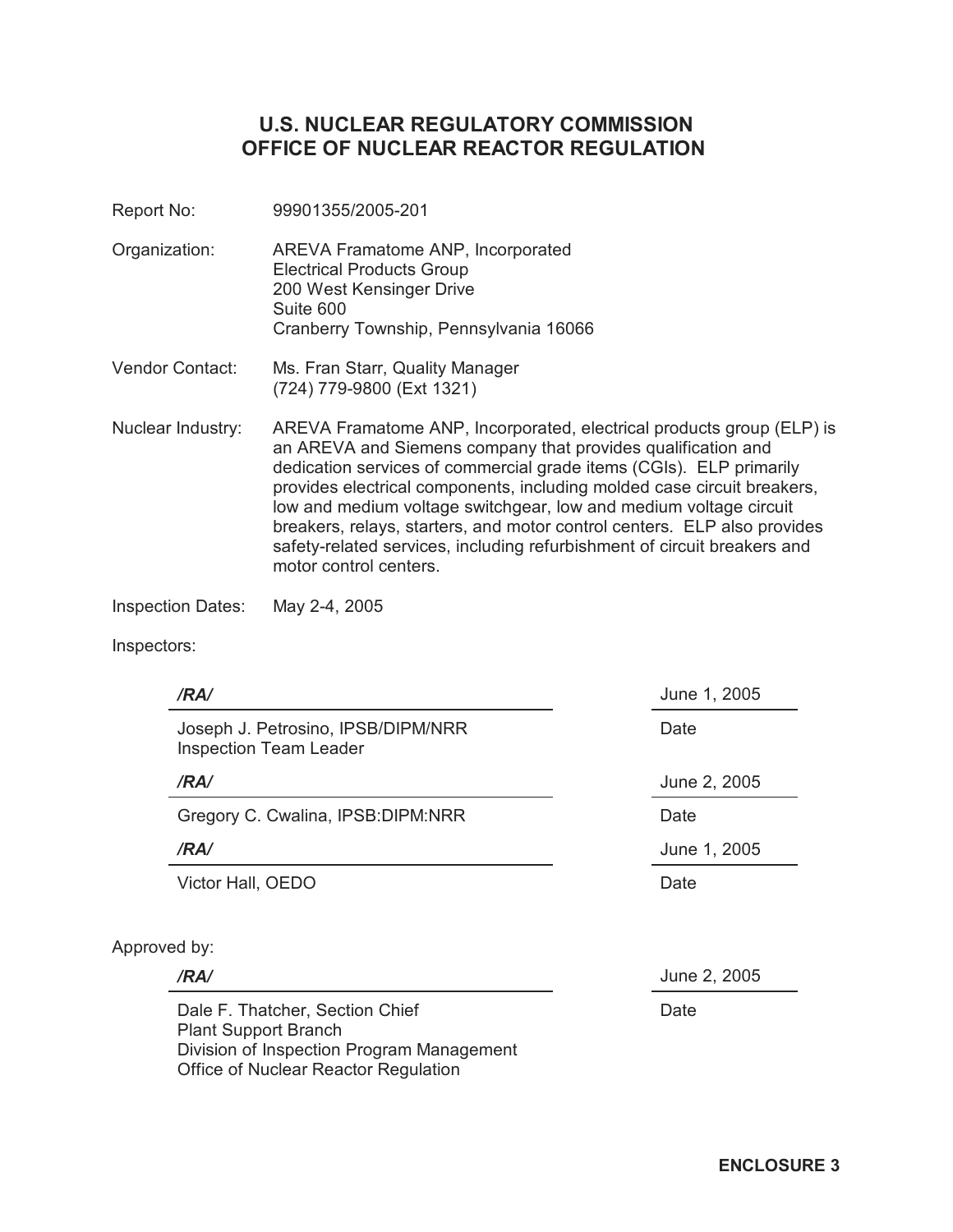# U.S. NUCLEAR REGULATORY COMMISSION
# OFFICE OF NUCLEAR REACTOR REGULATION

Report No: 99901355/2005-201

Organization: AREVA Framatome ANP, Incorporated
Electrical Products Group
200 West Kensinger Drive
Suite 600
Cranberry Township, Pennsylvania 16066

Vendor Contact: Ms. Fran Starr, Quality Manager
(724) 779-9800 (Ext 1321)

Nuclear Industry: AREVA Framatome ANP, Incorporated, electrical products group (ELP) is an AREVA and Siemens company that provides qualification and dedication services of commercial grade items (CGIs). ELP primarily provides electrical components, including molded case circuit breakers, low and medium voltage switchgear, low and medium voltage circuit breakers, relays, starters, and motor control centers. ELP also provides safety-related services, including refurbishment of circuit breakers and motor control centers.

Inspection Dates: May 2-4, 2005

Inspectors:

| | |
|---|---|
| */RA/* | June 1, 2005 |
| Joseph J. Petrosino, IPSB/DIPM/NRR<br>Inspection Team Leader | Date |
| */RA/* | June 2, 2005 |
| Gregory C. Cwalina, IPSB:DIPM:NRR | Date |
| */RA/* | June 1, 2005 |
| Victor Hall, OEDO | Date |

Approved by:

| | |
|---|---|
| */RA/* | June 2, 2005 |
| Dale F. Thatcher, Section Chief<br>Plant Support Branch<br>Division of Inspection Program Management<br>Office of Nuclear Reactor Regulation | Date |

**ENCLOSURE 3**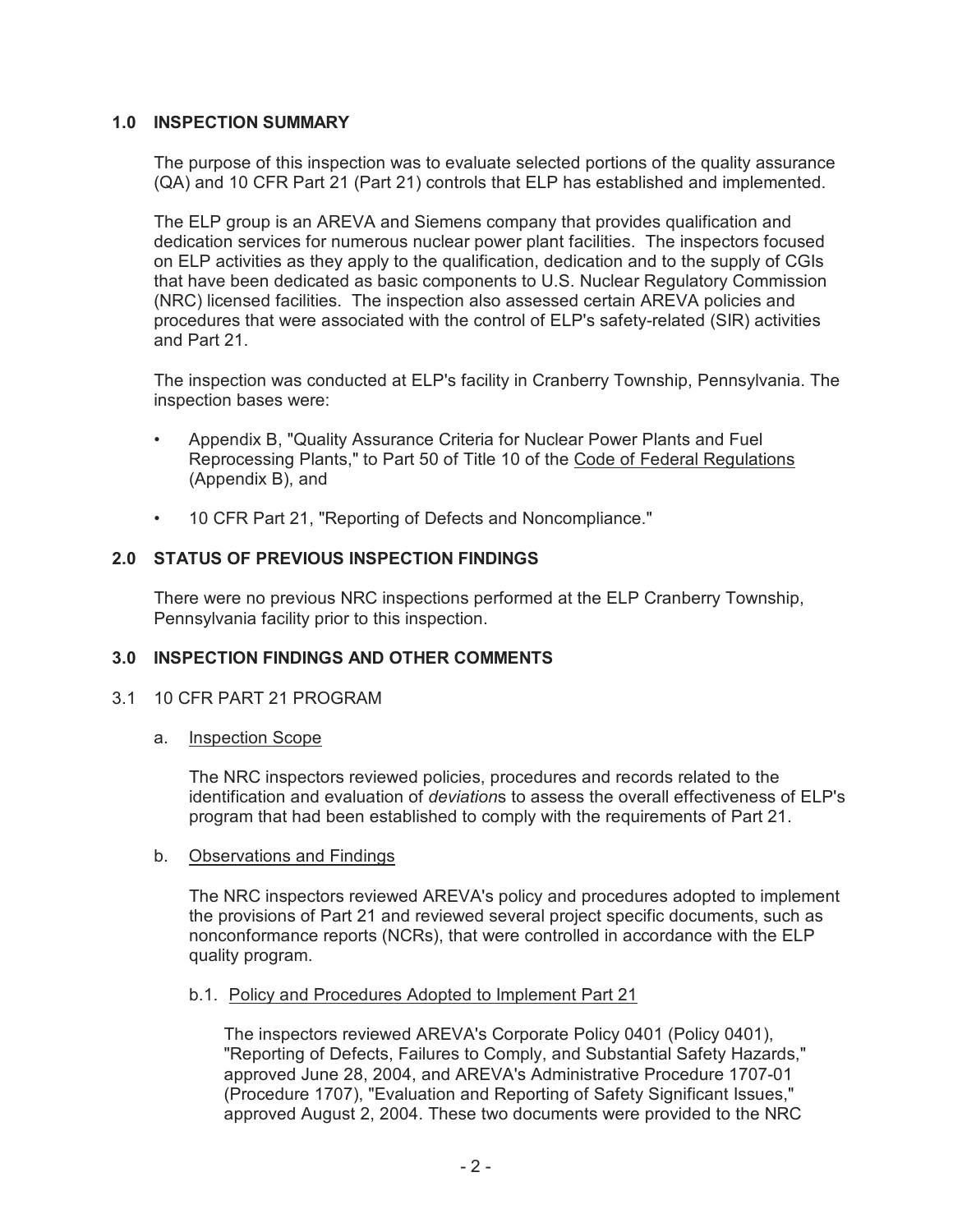## 1.0 INSPECTION SUMMARY

The purpose of this inspection was to evaluate selected portions of the quality assurance (QA) and 10 CFR Part 21 (Part 21) controls that ELP has established and implemented.

The ELP group is an AREVA and Siemens company that provides qualification and dedication services for numerous nuclear power plant facilities. The inspectors focused on ELP activities as they apply to the qualification, dedication and to the supply of CGIs that have been dedicated as basic components to U.S. Nuclear Regulatory Commission (NRC) licensed facilities. The inspection also assessed certain AREVA policies and procedures that were associated with the control of ELP's safety-related (SIR) activities and Part 21.

The inspection was conducted at ELP's facility in Cranberry Township, Pennsylvania. The inspection bases were:

- Appendix B, "Quality Assurance Criteria for Nuclear Power Plants and Fuel Reprocessing Plants," to Part 50 of Title 10 of the Code of Federal Regulations (Appendix B), and
- 10 CFR Part 21, "Reporting of Defects and Noncompliance."

## 2.0 STATUS OF PREVIOUS INSPECTION FINDINGS

There were no previous NRC inspections performed at the ELP Cranberry Township, Pennsylvania facility prior to this inspection.

## 3.0 INSPECTION FINDINGS AND OTHER COMMENTS

### 3.1 10 CFR PART 21 PROGRAM

a. Inspection Scope

The NRC inspectors reviewed policies, procedures and records related to the identification and evaluation of *deviation*s to assess the overall effectiveness of ELP's program that had been established to comply with the requirements of Part 21.

b. Observations and Findings

The NRC inspectors reviewed AREVA's policy and procedures adopted to implement the provisions of Part 21 and reviewed several project specific documents, such as nonconformance reports (NCRs), that were controlled in accordance with the ELP quality program.

b.1. Policy and Procedures Adopted to Implement Part 21

The inspectors reviewed AREVA's Corporate Policy 0401 (Policy 0401), "Reporting of Defects, Failures to Comply, and Substantial Safety Hazards," approved June 28, 2004, and AREVA's Administrative Procedure 1707-01 (Procedure 1707), "Evaluation and Reporting of Safety Significant Issues," approved August 2, 2004. These two documents were provided to the NRC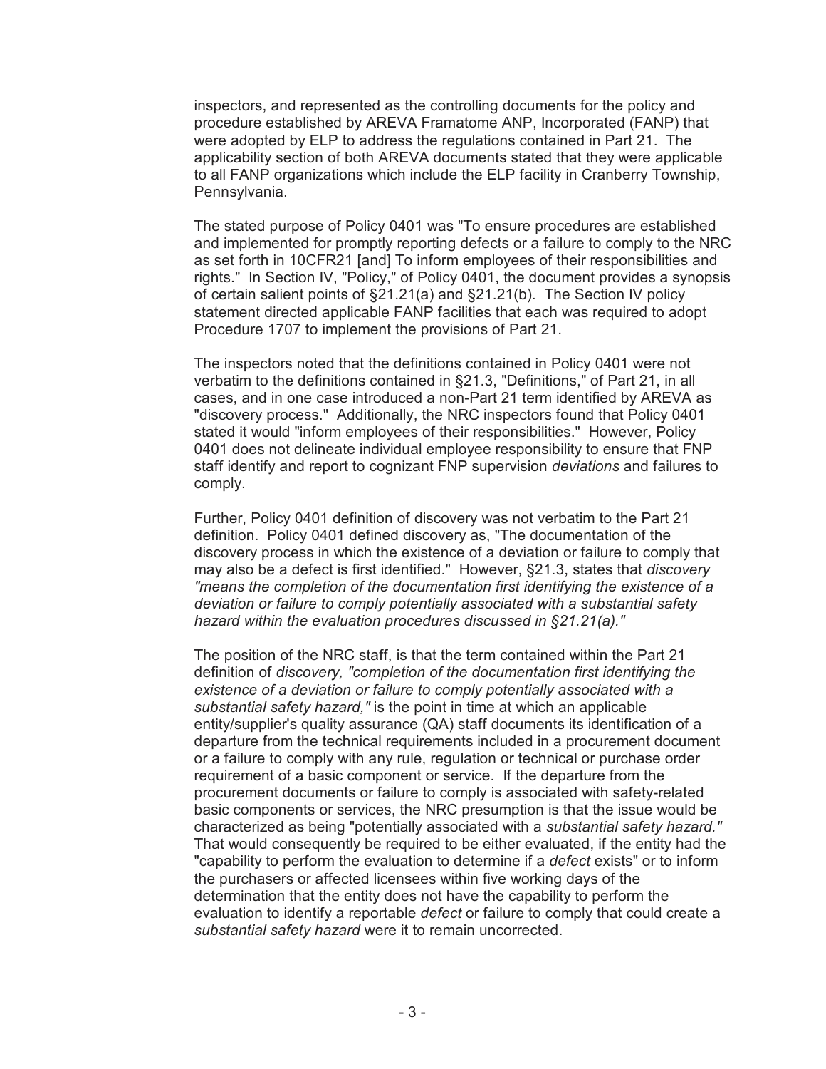inspectors, and represented as the controlling documents for the policy and procedure established by AREVA Framatome ANP, Incorporated (FANP) that were adopted by ELP to address the regulations contained in Part 21. The applicability section of both AREVA documents stated that they were applicable to all FANP organizations which include the ELP facility in Cranberry Township, Pennsylvania.

The stated purpose of Policy 0401 was "To ensure procedures are established and implemented for promptly reporting defects or a failure to comply to the NRC as set forth in 10CFR21 [and] To inform employees of their responsibilities and rights." In Section IV, "Policy," of Policy 0401, the document provides a synopsis of certain salient points of §21.21(a) and §21.21(b). The Section IV policy statement directed applicable FANP facilities that each was required to adopt Procedure 1707 to implement the provisions of Part 21.

The inspectors noted that the definitions contained in Policy 0401 were not verbatim to the definitions contained in §21.3, "Definitions," of Part 21, in all cases, and in one case introduced a non-Part 21 term identified by AREVA as "discovery process." Additionally, the NRC inspectors found that Policy 0401 stated it would "inform employees of their responsibilities." However, Policy 0401 does not delineate individual employee responsibility to ensure that FNP staff identify and report to cognizant FNP supervision *deviations* and failures to comply.

Further, Policy 0401 definition of discovery was not verbatim to the Part 21 definition. Policy 0401 defined discovery as, "The documentation of the discovery process in which the existence of a deviation or failure to comply that may also be a defect is first identified." However, §21.3, states that *discovery "means the completion of the documentation first identifying the existence of a deviation or failure to comply potentially associated with a substantial safety hazard within the evaluation procedures discussed in §21.21(a)."*

The position of the NRC staff, is that the term contained within the Part 21 definition of *discovery, "completion of the documentation first identifying the existence of a deviation or failure to comply potentially associated with a substantial safety hazard,"* is the point in time at which an applicable entity/supplier's quality assurance (QA) staff documents its identification of a departure from the technical requirements included in a procurement document or a failure to comply with any rule, regulation or technical or purchase order requirement of a basic component or service. If the departure from the procurement documents or failure to comply is associated with safety-related basic components or services, the NRC presumption is that the issue would be characterized as being "potentially associated with a *substantial safety hazard."* That would consequently be required to be either evaluated, if the entity had the "capability to perform the evaluation to determine if a *defect* exists" or to inform the purchasers or affected licensees within five working days of the determination that the entity does not have the capability to perform the evaluation to identify a reportable *defect* or failure to comply that could create a *substantial safety hazard* were it to remain uncorrected.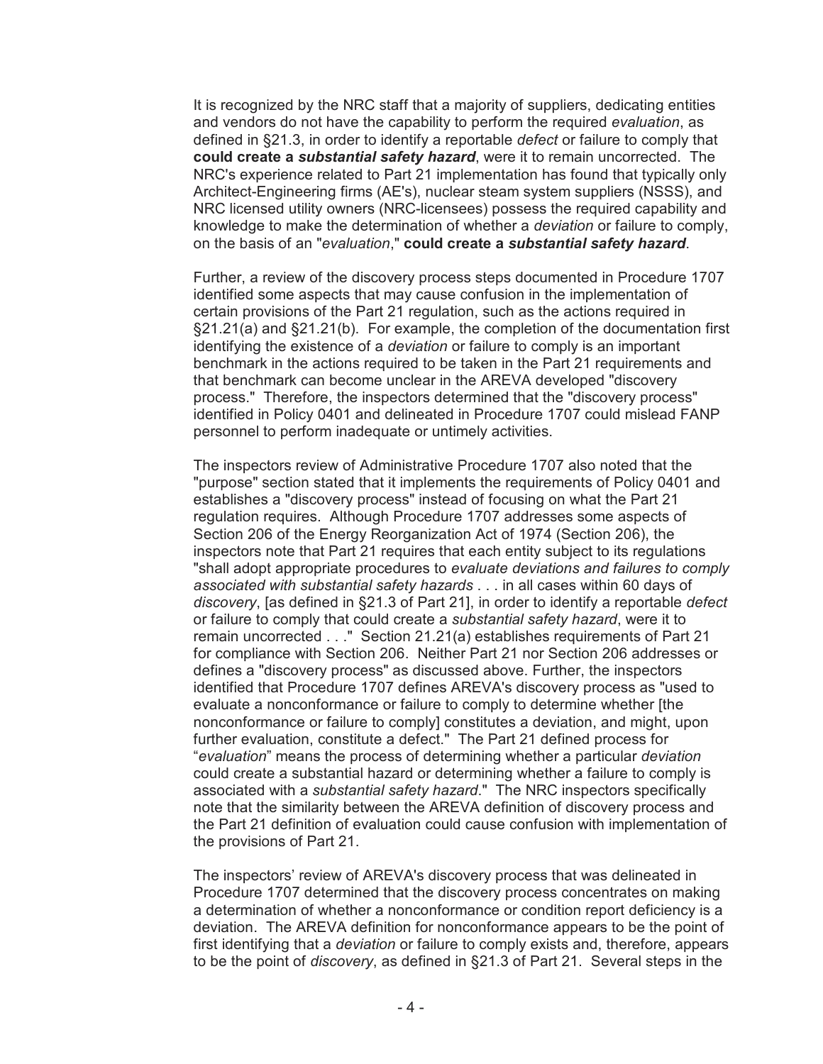It is recognized by the NRC staff that a majority of suppliers, dedicating entities and vendors do not have the capability to perform the required *evaluation*, as defined in §21.3, in order to identify a reportable *defect* or failure to comply that **could create a *substantial safety hazard***, were it to remain uncorrected. The NRC's experience related to Part 21 implementation has found that typically only Architect-Engineering firms (AE's), nuclear steam system suppliers (NSSS), and NRC licensed utility owners (NRC-licensees) possess the required capability and knowledge to make the determination of whether a *deviation* or failure to comply, on the basis of an "*evaluation*," **could create a *substantial safety hazard***.

Further, a review of the discovery process steps documented in Procedure 1707 identified some aspects that may cause confusion in the implementation of certain provisions of the Part 21 regulation, such as the actions required in §21.21(a) and §21.21(b). For example, the completion of the documentation first identifying the existence of a *deviation* or failure to comply is an important benchmark in the actions required to be taken in the Part 21 requirements and that benchmark can become unclear in the AREVA developed "discovery process." Therefore, the inspectors determined that the "discovery process" identified in Policy 0401 and delineated in Procedure 1707 could mislead FANP personnel to perform inadequate or untimely activities.

The inspectors review of Administrative Procedure 1707 also noted that the "purpose" section stated that it implements the requirements of Policy 0401 and establishes a "discovery process" instead of focusing on what the Part 21 regulation requires. Although Procedure 1707 addresses some aspects of Section 206 of the Energy Reorganization Act of 1974 (Section 206), the inspectors note that Part 21 requires that each entity subject to its regulations "shall adopt appropriate procedures to *evaluate deviations and failures to comply associated with substantial safety hazards* . . . in all cases within 60 days of *discovery*, [as defined in §21.3 of Part 21], in order to identify a reportable *defect* or failure to comply that could create a *substantial safety hazard*, were it to remain uncorrected . . ." Section 21.21(a) establishes requirements of Part 21 for compliance with Section 206. Neither Part 21 nor Section 206 addresses or defines a "discovery process" as discussed above. Further, the inspectors identified that Procedure 1707 defines AREVA's discovery process as "used to evaluate a nonconformance or failure to comply to determine whether [the nonconformance or failure to comply] constitutes a deviation, and might, upon further evaluation, constitute a defect." The Part 21 defined process for "*evaluation*" means the process of determining whether a particular *deviation* could create a substantial hazard or determining whether a failure to comply is associated with a *substantial safety hazard*." The NRC inspectors specifically note that the similarity between the AREVA definition of discovery process and the Part 21 definition of evaluation could cause confusion with implementation of the provisions of Part 21.

The inspectors' review of AREVA's discovery process that was delineated in Procedure 1707 determined that the discovery process concentrates on making a determination of whether a nonconformance or condition report deficiency is a deviation. The AREVA definition for nonconformance appears to be the point of first identifying that a *deviation* or failure to comply exists and, therefore, appears to be the point of *discovery*, as defined in §21.3 of Part 21. Several steps in the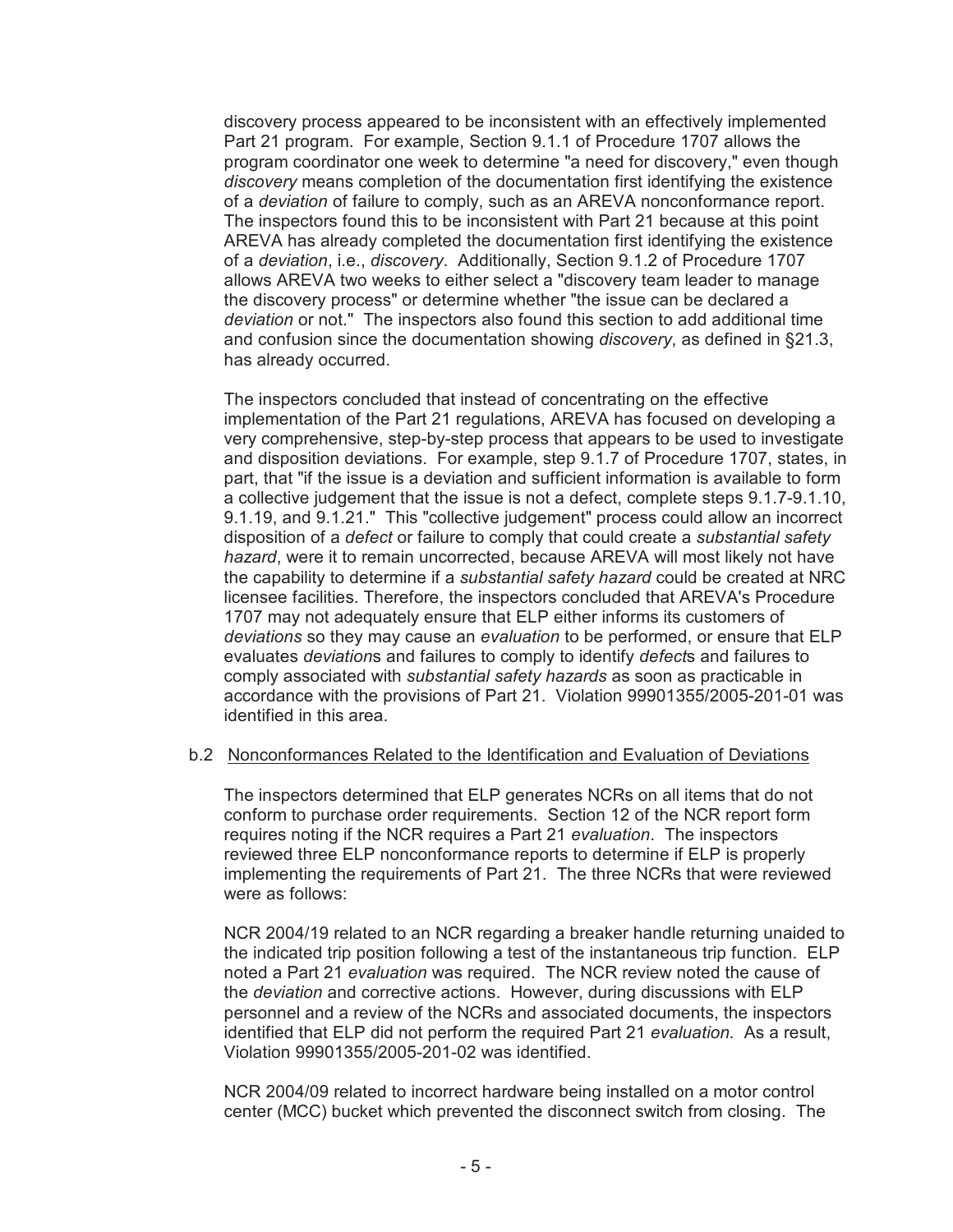discovery process appeared to be inconsistent with an effectively implemented Part 21 program. For example, Section 9.1.1 of Procedure 1707 allows the program coordinator one week to determine "a need for discovery," even though *discovery* means completion of the documentation first identifying the existence of a *deviation* of failure to comply, such as an AREVA nonconformance report. The inspectors found this to be inconsistent with Part 21 because at this point AREVA has already completed the documentation first identifying the existence of a *deviation*, i.e., *discovery*. Additionally, Section 9.1.2 of Procedure 1707 allows AREVA two weeks to either select a "discovery team leader to manage the discovery process" or determine whether "the issue can be declared a *deviation* or not." The inspectors also found this section to add additional time and confusion since the documentation showing *discovery*, as defined in §21.3, has already occurred.

The inspectors concluded that instead of concentrating on the effective implementation of the Part 21 regulations, AREVA has focused on developing a very comprehensive, step-by-step process that appears to be used to investigate and disposition deviations. For example, step 9.1.7 of Procedure 1707, states, in part, that "if the issue is a deviation and sufficient information is available to form a collective judgement that the issue is not a defect, complete steps 9.1.7-9.1.10, 9.1.19, and 9.1.21." This "collective judgement" process could allow an incorrect disposition of a *defect* or failure to comply that could create a *substantial safety hazard*, were it to remain uncorrected, because AREVA will most likely not have the capability to determine if a *substantial safety hazard* could be created at NRC licensee facilities. Therefore, the inspectors concluded that AREVA's Procedure 1707 may not adequately ensure that ELP either informs its customers of *deviations* so they may cause an *evaluation* to be performed, or ensure that ELP evaluates *deviation*s and failures to comply to identify *defect*s and failures to comply associated with *substantial safety hazards* as soon as practicable in accordance with the provisions of Part 21. Violation 99901355/2005-201-01 was identified in this area.

b.2 Nonconformances Related to the Identification and Evaluation of Deviations

The inspectors determined that ELP generates NCRs on all items that do not conform to purchase order requirements. Section 12 of the NCR report form requires noting if the NCR requires a Part 21 *evaluation*. The inspectors reviewed three ELP nonconformance reports to determine if ELP is properly implementing the requirements of Part 21. The three NCRs that were reviewed were as follows:

NCR 2004/19 related to an NCR regarding a breaker handle returning unaided to the indicated trip position following a test of the instantaneous trip function. ELP noted a Part 21 *evaluation* was required. The NCR review noted the cause of the *deviation* and corrective actions. However, during discussions with ELP personnel and a review of the NCRs and associated documents, the inspectors identified that ELP did not perform the required Part 21 *evaluation*. As a result, Violation 99901355/2005-201-02 was identified.

NCR 2004/09 related to incorrect hardware being installed on a motor control center (MCC) bucket which prevented the disconnect switch from closing. The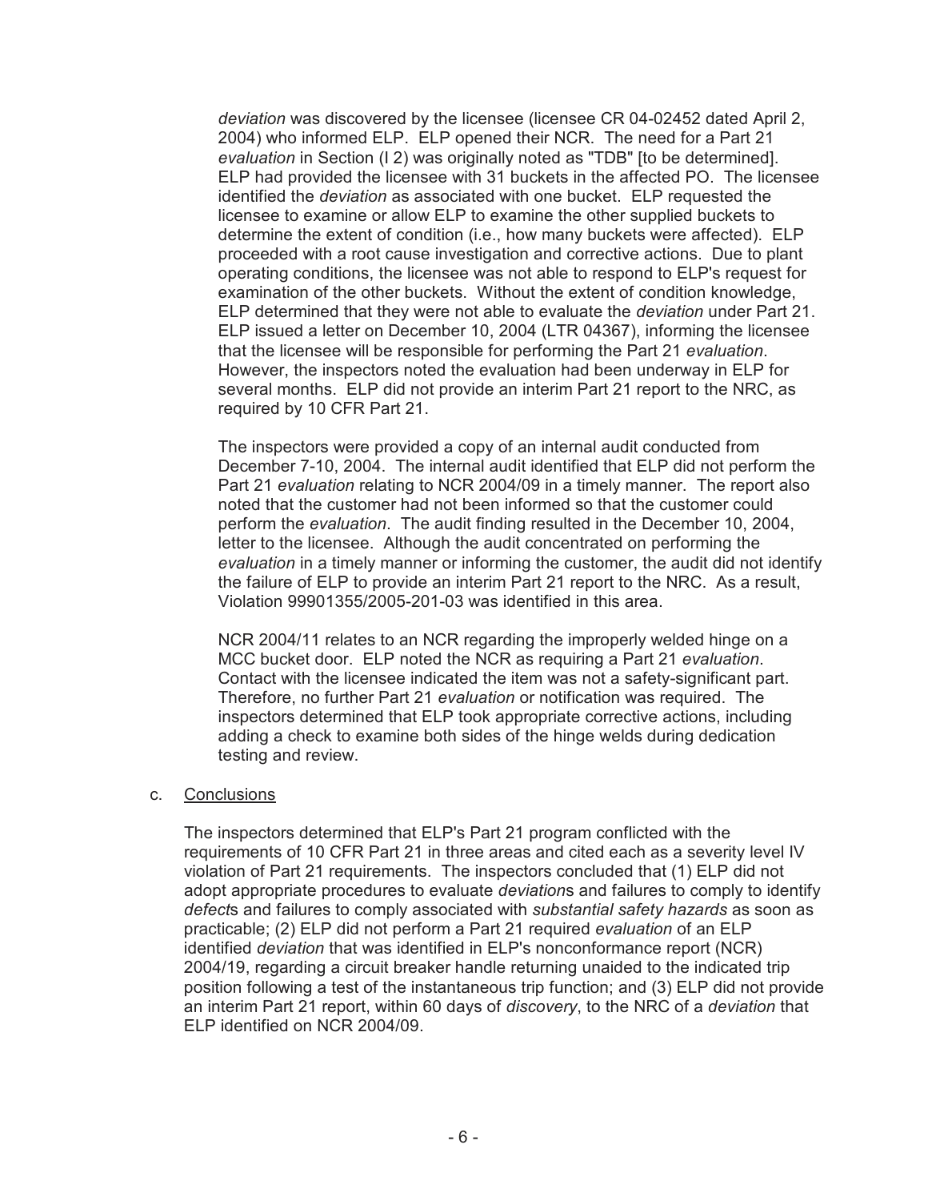*deviation* was discovered by the licensee (licensee CR 04-02452 dated April 2, 2004) who informed ELP. ELP opened their NCR. The need for a Part 21 *evaluation* in Section (I 2) was originally noted as "TDB" [to be determined]. ELP had provided the licensee with 31 buckets in the affected PO. The licensee identified the *deviation* as associated with one bucket. ELP requested the licensee to examine or allow ELP to examine the other supplied buckets to determine the extent of condition (i.e., how many buckets were affected). ELP proceeded with a root cause investigation and corrective actions. Due to plant operating conditions, the licensee was not able to respond to ELP's request for examination of the other buckets. Without the extent of condition knowledge, ELP determined that they were not able to evaluate the *deviation* under Part 21. ELP issued a letter on December 10, 2004 (LTR 04367), informing the licensee that the licensee will be responsible for performing the Part 21 *evaluation*. However, the inspectors noted the evaluation had been underway in ELP for several months. ELP did not provide an interim Part 21 report to the NRC, as required by 10 CFR Part 21.

The inspectors were provided a copy of an internal audit conducted from December 7-10, 2004. The internal audit identified that ELP did not perform the Part 21 *evaluation* relating to NCR 2004/09 in a timely manner. The report also noted that the customer had not been informed so that the customer could perform the *evaluation*. The audit finding resulted in the December 10, 2004, letter to the licensee. Although the audit concentrated on performing the *evaluation* in a timely manner or informing the customer, the audit did not identify the failure of ELP to provide an interim Part 21 report to the NRC. As a result, Violation 99901355/2005-201-03 was identified in this area.

NCR 2004/11 relates to an NCR regarding the improperly welded hinge on a MCC bucket door. ELP noted the NCR as requiring a Part 21 *evaluation*. Contact with the licensee indicated the item was not a safety-significant part. Therefore, no further Part 21 *evaluation* or notification was required. The inspectors determined that ELP took appropriate corrective actions, including adding a check to examine both sides of the hinge welds during dedication testing and review.

c. <u>Conclusions</u>

The inspectors determined that ELP's Part 21 program conflicted with the requirements of 10 CFR Part 21 in three areas and cited each as a severity level IV violation of Part 21 requirements. The inspectors concluded that (1) ELP did not adopt appropriate procedures to evaluate *deviation*s and failures to comply to identify *defect*s and failures to comply associated with *substantial safety hazards* as soon as practicable; (2) ELP did not perform a Part 21 required *evaluation* of an ELP identified *deviation* that was identified in ELP's nonconformance report (NCR) 2004/19, regarding a circuit breaker handle returning unaided to the indicated trip position following a test of the instantaneous trip function; and (3) ELP did not provide an interim Part 21 report, within 60 days of *discovery*, to the NRC of a *deviation* that ELP identified on NCR 2004/09.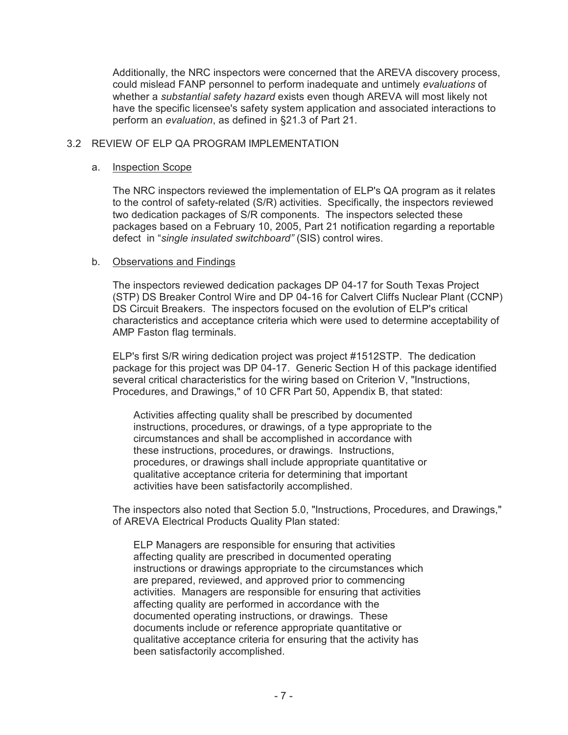Additionally, the NRC inspectors were concerned that the AREVA discovery process, could mislead FANP personnel to perform inadequate and untimely *evaluations* of whether a *substantial safety hazard* exists even though AREVA will most likely not have the specific licensee's safety system application and associated interactions to perform an *evaluation*, as defined in §21.3 of Part 21.

## 3.2 REVIEW OF ELP QA PROGRAM IMPLEMENTATION

### a. Inspection Scope

The NRC inspectors reviewed the implementation of ELP's QA program as it relates to the control of safety-related (S/R) activities. Specifically, the inspectors reviewed two dedication packages of S/R components. The inspectors selected these packages based on a February 10, 2005, Part 21 notification regarding a reportable defect in "*single insulated switchboard"* (SIS) control wires.

### b. Observations and Findings

The inspectors reviewed dedication packages DP 04-17 for South Texas Project (STP) DS Breaker Control Wire and DP 04-16 for Calvert Cliffs Nuclear Plant (CCNP) DS Circuit Breakers. The inspectors focused on the evolution of ELP's critical characteristics and acceptance criteria which were used to determine acceptability of AMP Faston flag terminals.

ELP's first S/R wiring dedication project was project #1512STP. The dedication package for this project was DP 04-17. Generic Section H of this package identified several critical characteristics for the wiring based on Criterion V, "Instructions, Procedures, and Drawings," of 10 CFR Part 50, Appendix B, that stated:

> Activities affecting quality shall be prescribed by documented instructions, procedures, or drawings, of a type appropriate to the circumstances and shall be accomplished in accordance with these instructions, procedures, or drawings. Instructions, procedures, or drawings shall include appropriate quantitative or qualitative acceptance criteria for determining that important activities have been satisfactorily accomplished.

The inspectors also noted that Section 5.0, "Instructions, Procedures, and Drawings," of AREVA Electrical Products Quality Plan stated:

> ELP Managers are responsible for ensuring that activities affecting quality are prescribed in documented operating instructions or drawings appropriate to the circumstances which are prepared, reviewed, and approved prior to commencing activities. Managers are responsible for ensuring that activities affecting quality are performed in accordance with the documented operating instructions, or drawings. These documents include or reference appropriate quantitative or qualitative acceptance criteria for ensuring that the activity has been satisfactorily accomplished.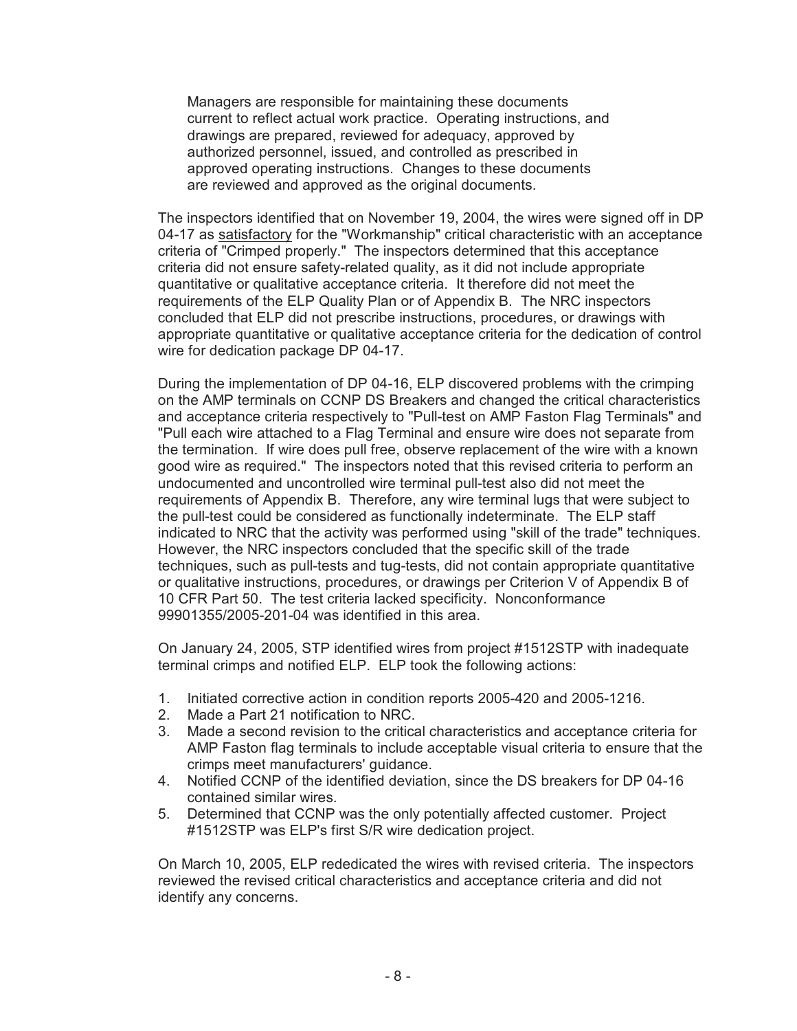Managers are responsible for maintaining these documents current to reflect actual work practice. Operating instructions, and drawings are prepared, reviewed for adequacy, approved by authorized personnel, issued, and controlled as prescribed in approved operating instructions. Changes to these documents are reviewed and approved as the original documents.

The inspectors identified that on November 19, 2004, the wires were signed off in DP 04-17 as satisfactory for the "Workmanship" critical characteristic with an acceptance criteria of "Crimped properly." The inspectors determined that this acceptance criteria did not ensure safety-related quality, as it did not include appropriate quantitative or qualitative acceptance criteria. It therefore did not meet the requirements of the ELP Quality Plan or of Appendix B. The NRC inspectors concluded that ELP did not prescribe instructions, procedures, or drawings with appropriate quantitative or qualitative acceptance criteria for the dedication of control wire for dedication package DP 04-17.

During the implementation of DP 04-16, ELP discovered problems with the crimping on the AMP terminals on CCNP DS Breakers and changed the critical characteristics and acceptance criteria respectively to "Pull-test on AMP Faston Flag Terminals" and "Pull each wire attached to a Flag Terminal and ensure wire does not separate from the termination. If wire does pull free, observe replacement of the wire with a known good wire as required." The inspectors noted that this revised criteria to perform an undocumented and uncontrolled wire terminal pull-test also did not meet the requirements of Appendix B. Therefore, any wire terminal lugs that were subject to the pull-test could be considered as functionally indeterminate. The ELP staff indicated to NRC that the activity was performed using "skill of the trade" techniques. However, the NRC inspectors concluded that the specific skill of the trade techniques, such as pull-tests and tug-tests, did not contain appropriate quantitative or qualitative instructions, procedures, or drawings per Criterion V of Appendix B of 10 CFR Part 50. The test criteria lacked specificity. Nonconformance 99901355/2005-201-04 was identified in this area.

On January 24, 2005, STP identified wires from project #1512STP with inadequate terminal crimps and notified ELP. ELP took the following actions:

1. Initiated corrective action in condition reports 2005-420 and 2005-1216.
2. Made a Part 21 notification to NRC.
3. Made a second revision to the critical characteristics and acceptance criteria for AMP Faston flag terminals to include acceptable visual criteria to ensure that the crimps meet manufacturers' guidance.
4. Notified CCNP of the identified deviation, since the DS breakers for DP 04-16 contained similar wires.
5. Determined that CCNP was the only potentially affected customer. Project #1512STP was ELP's first S/R wire dedication project.

On March 10, 2005, ELP rededicated the wires with revised criteria. The inspectors reviewed the revised critical characteristics and acceptance criteria and did not identify any concerns.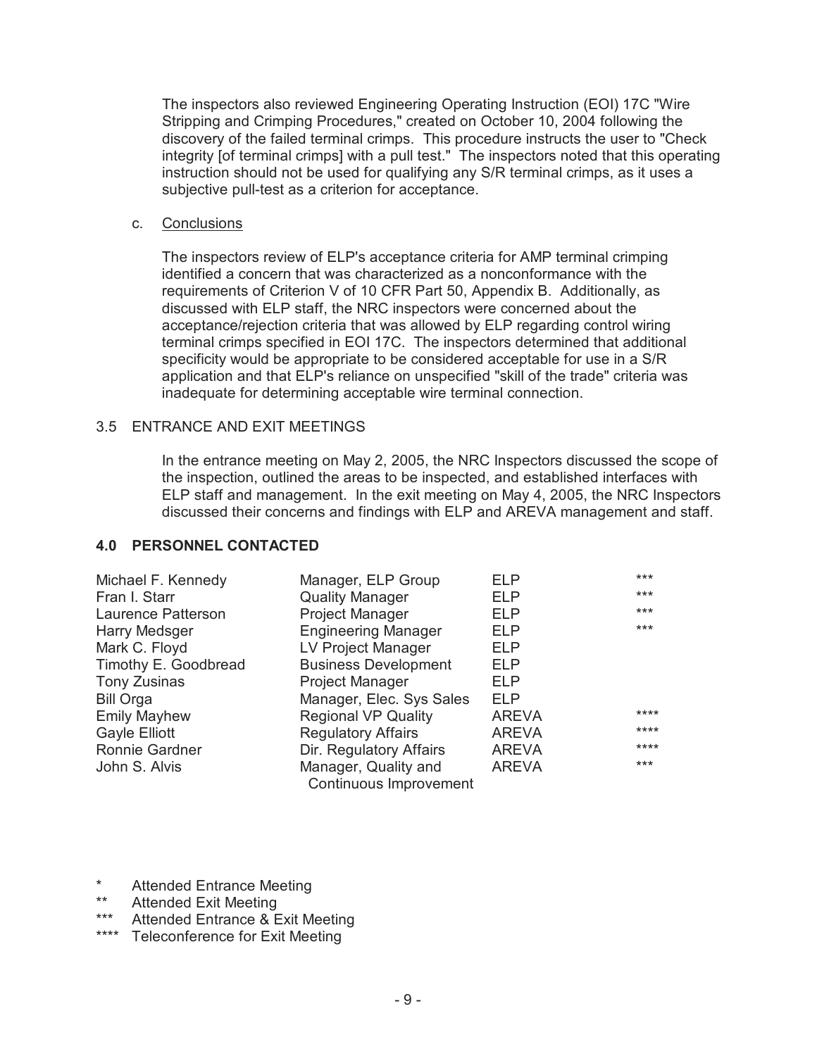The inspectors also reviewed Engineering Operating Instruction (EOI) 17C "Wire Stripping and Crimping Procedures," created on October 10, 2004 following the discovery of the failed terminal crimps. This procedure instructs the user to "Check integrity [of terminal crimps] with a pull test." The inspectors noted that this operating instruction should not be used for qualifying any S/R terminal crimps, as it uses a subjective pull-test as a criterion for acceptance.

c. Conclusions

The inspectors review of ELP's acceptance criteria for AMP terminal crimping identified a concern that was characterized as a nonconformance with the requirements of Criterion V of 10 CFR Part 50, Appendix B. Additionally, as discussed with ELP staff, the NRC inspectors were concerned about the acceptance/rejection criteria that was allowed by ELP regarding control wiring terminal crimps specified in EOI 17C. The inspectors determined that additional specificity would be appropriate to be considered acceptable for use in a S/R application and that ELP's reliance on unspecified "skill of the trade" criteria was inadequate for determining acceptable wire terminal connection.

3.5 ENTRANCE AND EXIT MEETINGS

In the entrance meeting on May 2, 2005, the NRC Inspectors discussed the scope of the inspection, outlined the areas to be inspected, and established interfaces with ELP staff and management. In the exit meeting on May 4, 2005, the NRC Inspectors discussed their concerns and findings with ELP and AREVA management and staff.

## 4.0 PERSONNEL CONTACTED

| | | | |
|---|---|---|---|
| Michael F. Kennedy | Manager, ELP Group | ELP | *** |
| Fran I. Starr | Quality Manager | ELP | *** |
| Laurence Patterson | Project Manager | ELP | *** |
| Harry Medsger | Engineering Manager | ELP | *** |
| Mark C. Floyd | LV Project Manager | ELP | |
| Timothy E. Goodbread | Business Development | ELP | |
| Tony Zusinas | Project Manager | ELP | |
| Bill Orga | Manager, Elec. Sys Sales | ELP | |
| Emily Mayhew | Regional VP Quality | AREVA | **** |
| Gayle Elliott | Regulatory Affairs | AREVA | **** |
| Ronnie Gardner | Dir. Regulatory Affairs | AREVA | **** |
| John S. Alvis | Manager, Quality and Continuous Improvement | AREVA | *** |

\* Attended Entrance Meeting
\** Attended Exit Meeting
\*** Attended Entrance & Exit Meeting
\**** Teleconference for Exit Meeting